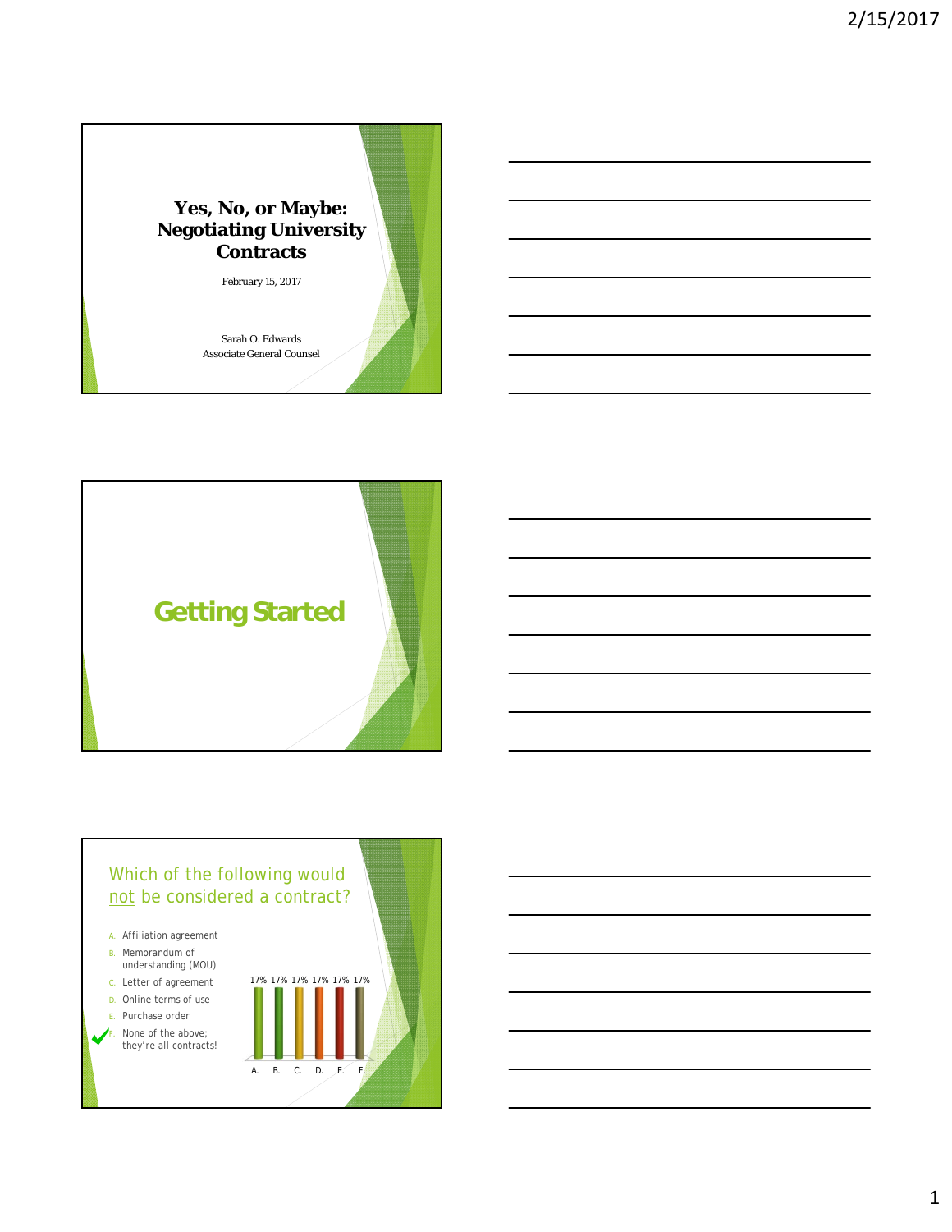# Yes, No, or Maybe: Negotiating University Contracts

February 15, 2017

Sarah O. Edwards
Associate General Counsel

## Getting Started

## Which of the following would not be considered a contract?

A. Affiliation agreement
B. Memorandum of understanding (MOU)
C. Letter of agreement
D. Online terms of use
E. Purchase order
F. None of the above; they're all contracts! ✓

| A. | B. | C. | D. | E. | F. |
|---|---|---|---|---|---|
| 17% | 17% | 17% | 17% | 17% | 17% |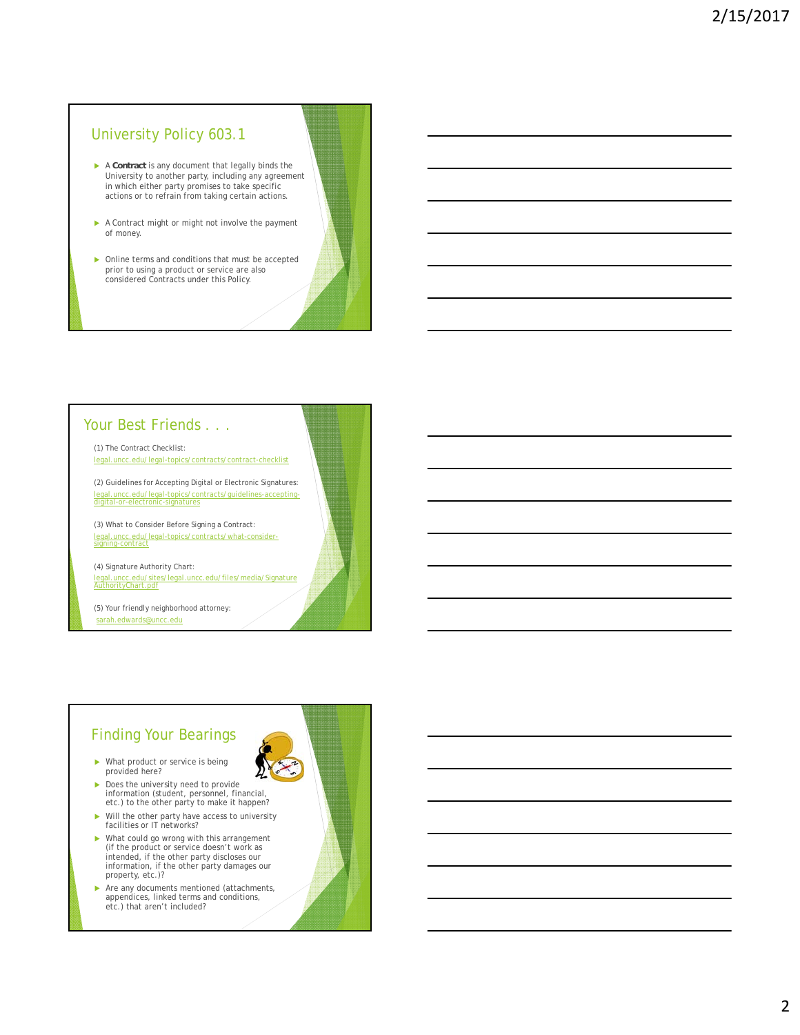## University Policy 603.1

- A **Contract** is any document that legally binds the University to another party, including any agreement in which either party promises to take specific actions or to refrain from taking certain actions.
- A Contract might or might not involve the payment of money.
- Online terms and conditions that must be accepted prior to using a product or service are also considered Contracts under this Policy.

## Your Best Friends . . .

(1) The Contract Checklist:
legal.uncc.edu/legal-topics/contracts/contract-checklist

(2) Guidelines for Accepting Digital or Electronic Signatures:
legal.uncc.edu/legal-topics/contracts/guidelines-accepting-digital-or-electronic-signatures

(3) What to Consider Before Signing a Contract:
legal.uncc.edu/legal-topics/contracts/what-consider-signing-contract

(4) Signature Authority Chart:
legal.uncc.edu/sites/legal.uncc.edu/files/media/SignatureAuthorityChart.pdf

(5) Your friendly neighborhood attorney:
sarah.edwards@uncc.edu

## Finding Your Bearings

- What product or service is being provided here?
- Does the university need to provide information (student, personnel, financial, etc.) to the other party to make it happen?
- Will the other party have access to university facilities or IT networks?
- What could go wrong with this arrangement (if the product or service doesn't work as intended, if the other party discloses our information, if the other party damages our property, etc.)?
- Are any documents mentioned (attachments, appendices, linked terms and conditions, etc.) that aren't included?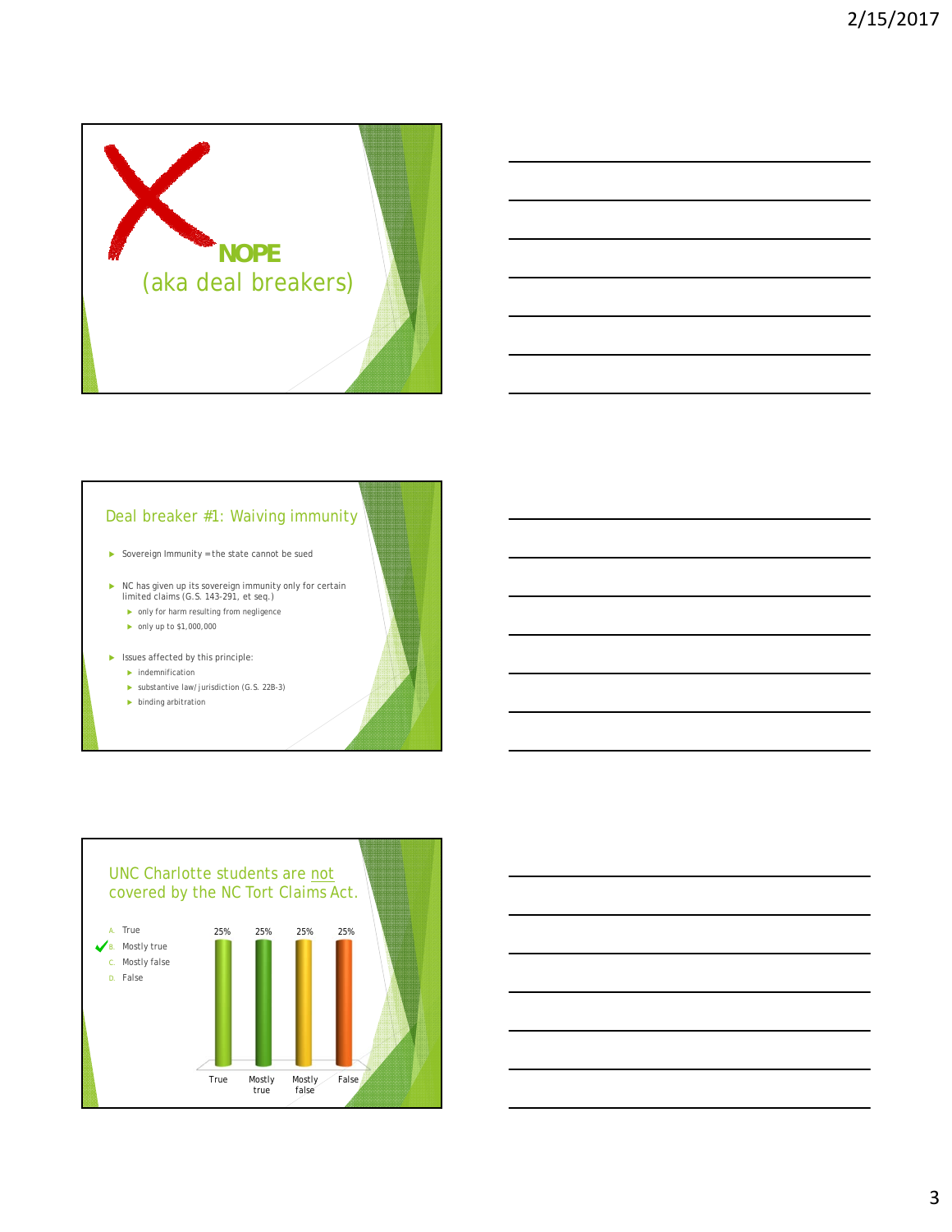# NOPE
(aka deal breakers)

## Deal breaker #1: Waiving immunity

- Sovereign Immunity = the state cannot be sued
- NC has given up its sovereign immunity only for certain limited claims (G.S. 143-291, et seq.)
  - only for harm resulting from negligence
  - only up to $1,000,000
- Issues affected by this principle:
  - indemnification
  - substantive law/jurisdiction (G.S. 22B-3)
  - binding arbitration

## UNC Charlotte students are not covered by the NC Tort Claims Act.

A. True
B. Mostly true ✔
C. Mostly false
D. False

| True | Mostly true | Mostly false | False |
|---|---|---|---|
| 25% | 25% | 25% | 25% |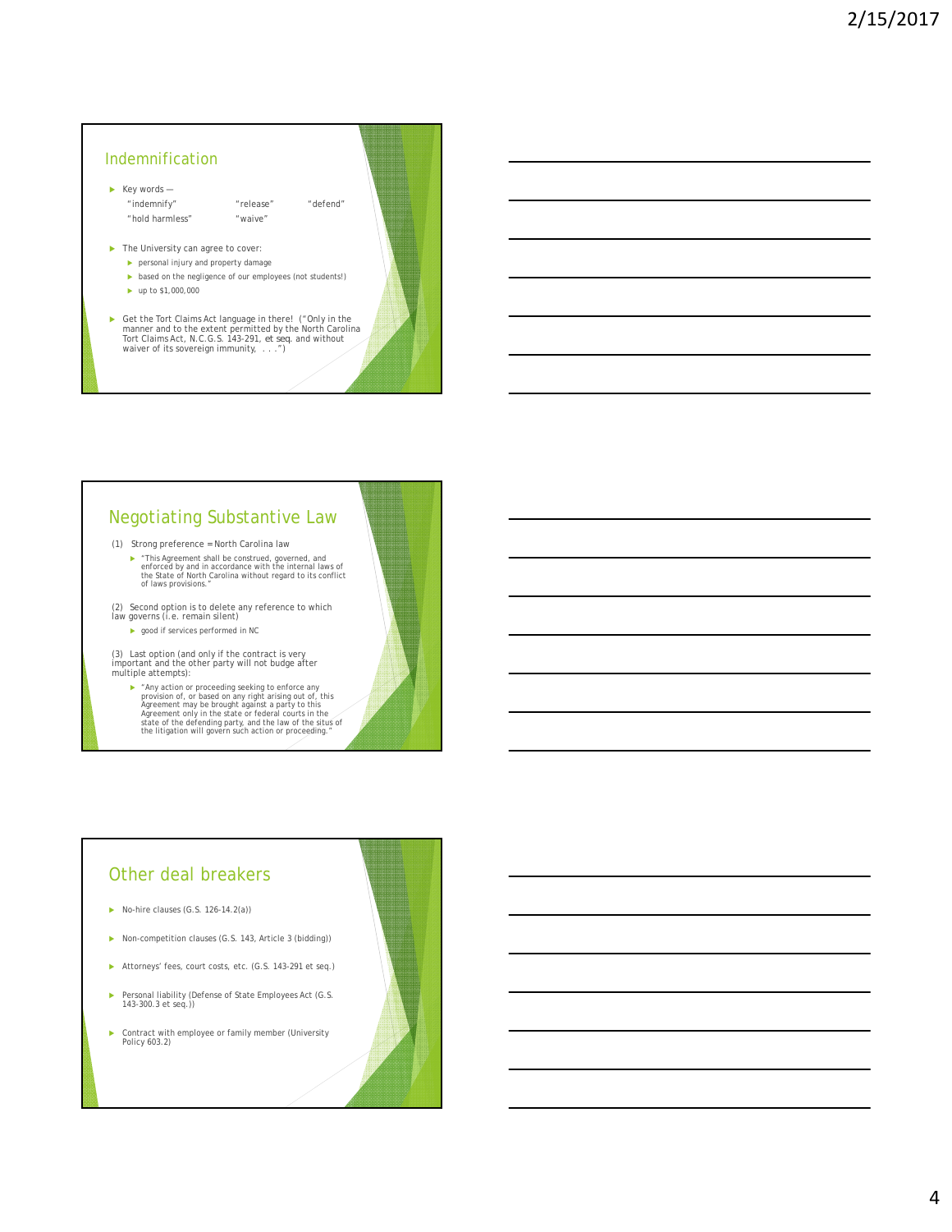## Indemnification

- Key words —
  "indemnify" "release" "defend"
  "hold harmless" "waive"
- The University can agree to cover:
  - personal injury and property damage
  - based on the negligence of our employees (not students!)
  - up to $1,000,000
- Get the Tort Claims Act language in there! ("Only in the manner and to the extent permitted by the North Carolina Tort Claims Act, N.C.G.S. 143-291, *et seq.* and without waiver of its sovereign immunity, . . .")

## Negotiating Substantive Law

(1) Strong preference = North Carolina law

- "This Agreement shall be construed, governed, and enforced by and in accordance with the internal laws of the State of North Carolina without regard to its conflict of laws provisions."

(2) Second option is to delete any reference to which law governs (i.e. remain silent)

- good if services performed in NC

(3) Last option (and only if the contract is very important and the other party will not budge after multiple attempts):

- "Any action or proceeding seeking to enforce any provision of, or based on any right arising out of, this Agreement may be brought against a party to this Agreement only in the state or federal courts in the state of the defending party, and the law of the situs of the litigation will govern such action or proceeding."

## Other deal breakers

- No-hire clauses (G.S. 126-14.2(a))
- Non-competition clauses (G.S. 143, Article 3 (bidding))
- Attorneys' fees, court costs, etc. (G.S. 143-291 et seq.)
- Personal liability (Defense of State Employees Act (G.S. 143-300.3 et seq.))
- Contract with employee or family member (University Policy 603.2)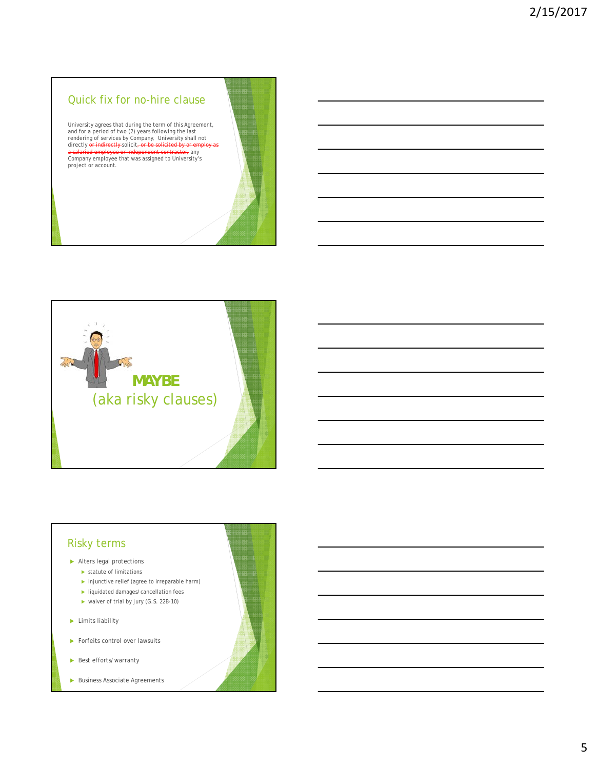## Quick fix for no-hire clause

University agrees that during the term of this Agreement, and for a period of two (2) years following the last rendering of services by Company, University shall not directly ~~or indirectly~~ solicit~~, or be solicited by or employ as a salaried employee or independent contractor,~~ any Company employee that was assigned to University's project or account.

## MAYBE

(aka risky clauses)

## Risky terms

- Alters legal protections
  - statute of limitations
  - injunctive relief (agree to irreparable harm)
  - liquidated damages/ cancellation fees
  - waiver of trial by jury (G.S. 22B-10)
- Limits liability
- Forfeits control over lawsuits
- Best efforts/ warranty
- Business Associate Agreements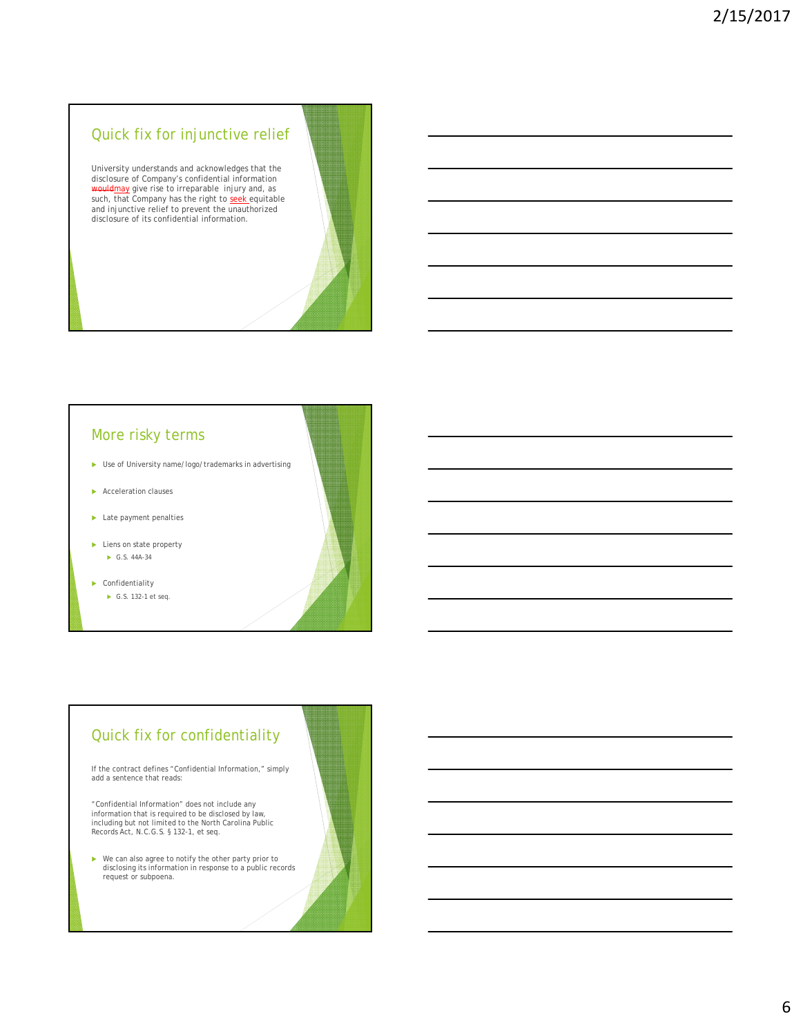## Quick fix for injunctive relief

University understands and acknowledges that the disclosure of Company's confidential information ~~would~~may give rise to irreparable injury and, as such, that Company has the right to seek equitable and injunctive relief to prevent the unauthorized disclosure of its confidential information.

## More risky terms

- Use of University name/logo/trademarks in advertising
- Acceleration clauses
- Late payment penalties
- Liens on state property
  - G.S. 44A-34
- Confidentiality
  - G.S. 132-1 et seq.

## Quick fix for confidentiality

If the contract defines "Confidential Information," simply add a sentence that reads:

"Confidential Information" does not include any information that is required to be disclosed by law, including but not limited to the North Carolina Public Records Act, N.C.G.S. § 132-1, et seq.

- We can also agree to notify the other party prior to disclosing its information in response to a public records request or subpoena.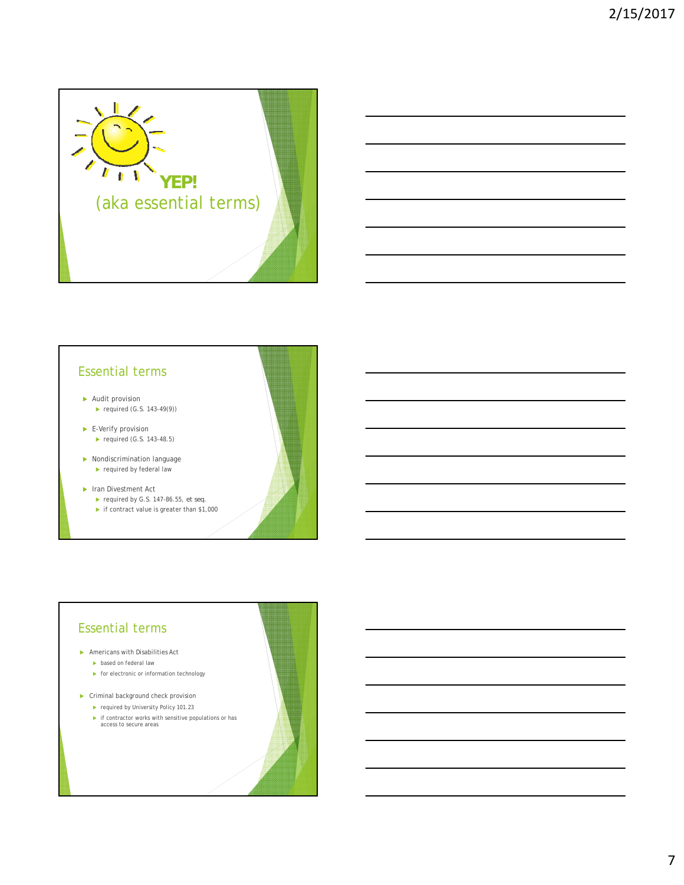# YEP!

(aka essential terms)

## Essential terms

- Audit provision
  - required (G.S. 143-49(9))
- E-Verify provision
  - required (G.S. 143-48.5)
- Nondiscrimination language
  - required by federal law
- Iran Divestment Act
  - required by G.S. 147-86.55, *et seq.*
  - if contract value is greater than $1,000

## Essential terms

- Americans with Disabilities Act
  - based on federal law
  - for electronic or information technology
- Criminal background check provision
  - required by University Policy 101.23
  - if contractor works with sensitive populations or has access to secure areas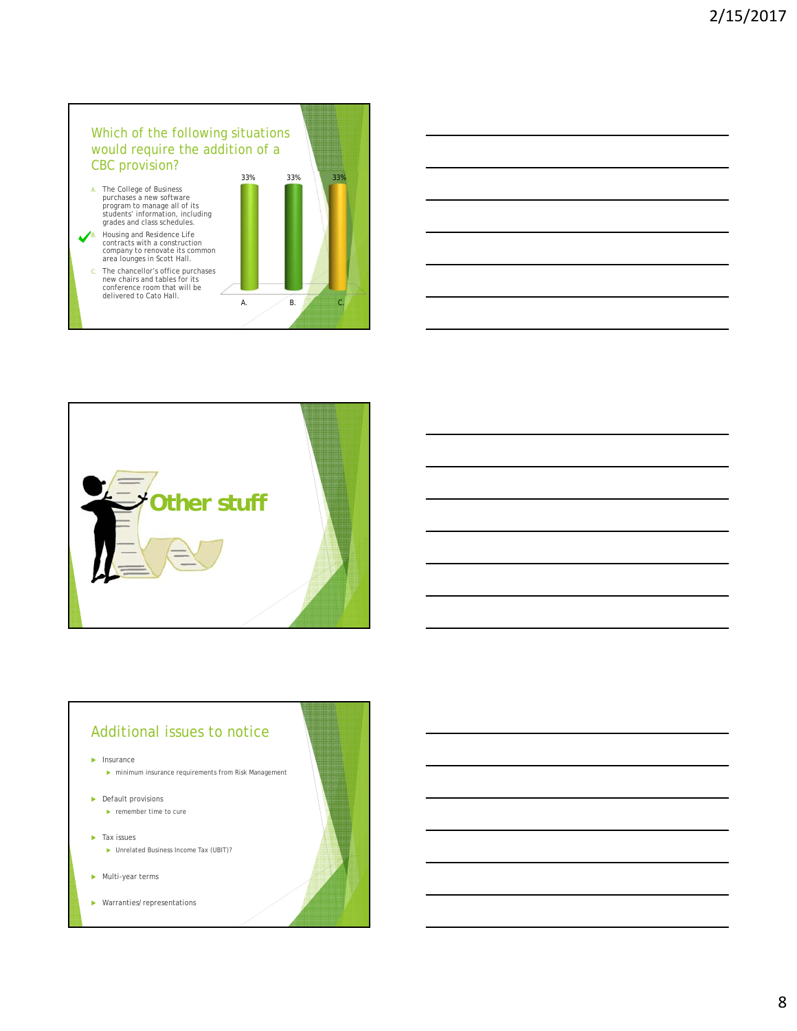## Which of the following situations would require the addition of a CBC provision?

A. The College of Business purchases a new software program to manage all of its students' information, including grades and class schedules.

B. ✔ Housing and Residence Life contracts with a construction company to renovate its common area lounges in Scott Hall.

C. The chancellor's office purchases new chairs and tables for its conference room that will be delivered to Cato Hall.

| A. | B. | C. |
|---|---|---|
| 33% | 33% | 33% |

## Other stuff

## Additional issues to notice

- Insurance
  - minimum insurance requirements from Risk Management
- Default provisions
  - remember time to cure
- Tax issues
  - Unrelated Business Income Tax (UBIT)?
- Multi-year terms
- Warranties/ representations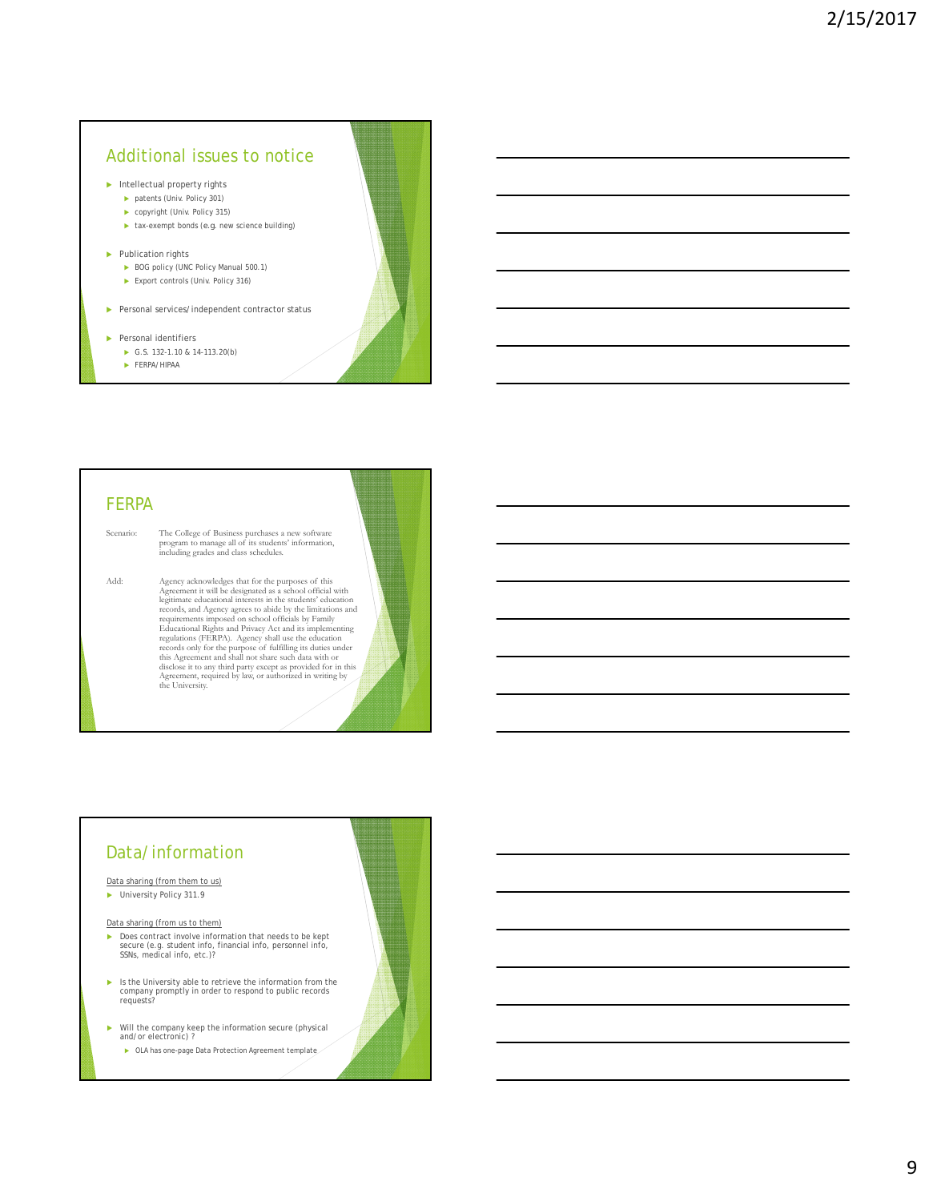## Additional issues to notice

- Intellectual property rights
  - patents (Univ. Policy 301)
  - copyright (Univ. Policy 315)
  - tax-exempt bonds (e.g. new science building)
- Publication rights
  - BOG policy (UNC Policy Manual 500.1)
  - Export controls (Univ. Policy 316)
- Personal services/independent contractor status
- Personal identifiers
  - G.S. 132-1.10 & 14-113.20(b)
  - FERPA/HIPAA

## FERPA

Scenario: The College of Business purchases a new software program to manage all of its students' information, including grades and class schedules.

Add: Agency acknowledges that for the purposes of this Agreement it will be designated as a school official with legitimate educational interests in the students' education records, and Agency agrees to abide by the limitations and requirements imposed on school officials by Family Educational Rights and Privacy Act and its implementing regulations (FERPA). Agency shall use the education records only for the purpose of fulfilling its duties under this Agreement and shall not share such data with or disclose it to any third party except as provided for in this Agreement, required by law, or authorized in writing by the University.

## Data/information

Data sharing (from them to us)

- University Policy 311.9

Data sharing (from us to them)

- Does contract involve information that needs to be kept secure (e.g. student info, financial info, personnel info, SSNs, medical info, etc.)?
- Is the University able to retrieve the information from the company promptly in order to respond to public records requests?
- Will the company keep the information secure (physical and/or electronic) ?
  - OLA has one-page Data Protection Agreement template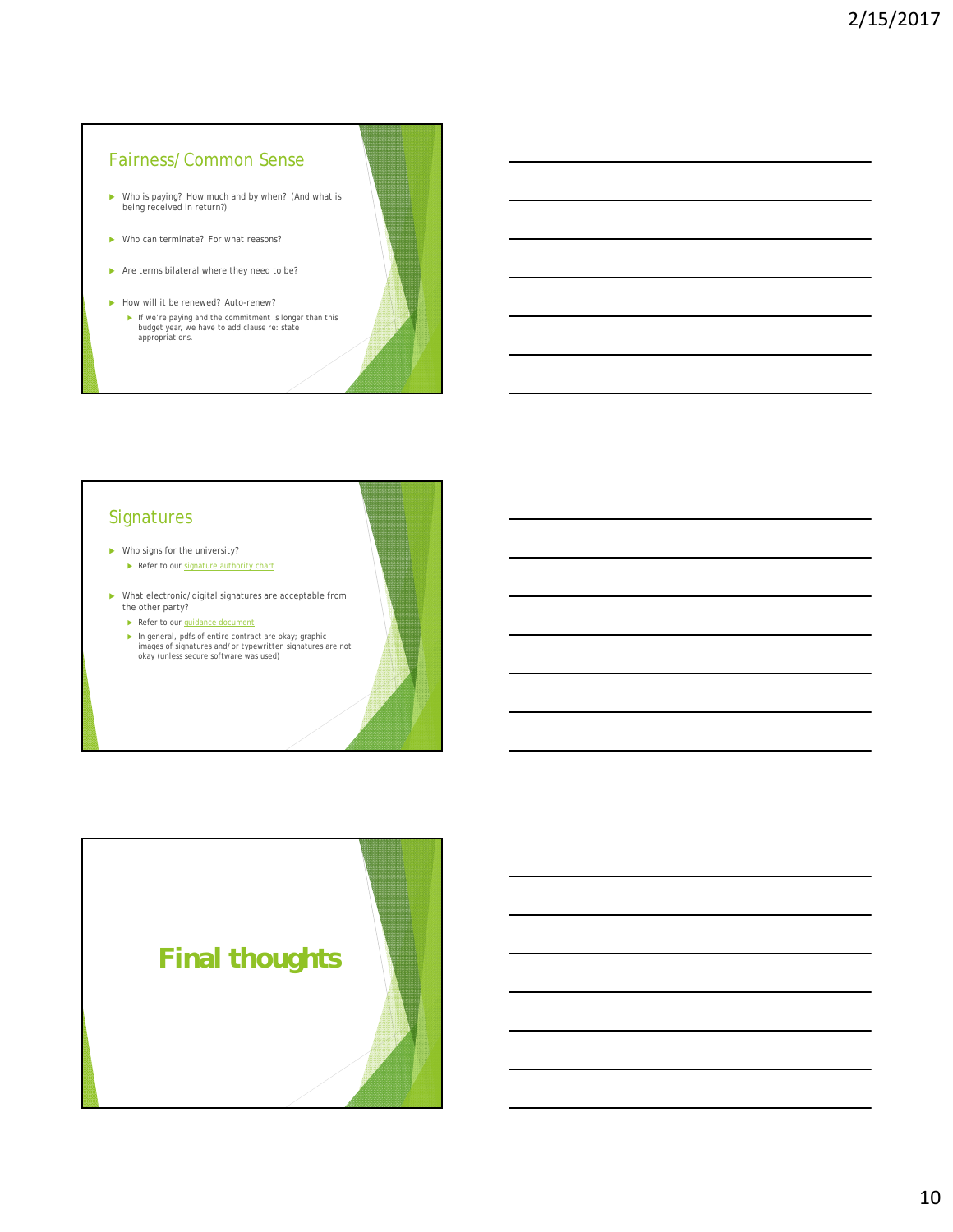## Fairness/Common Sense

- Who is paying? How much and by when? (And what is being received in return?)
- Who can terminate? For what reasons?
- Are terms bilateral where they need to be?
- How will it be renewed? Auto-renew?
  - If we're paying and the commitment is longer than this budget year, we have to add clause re: state appropriations.

## Signatures

- Who signs for the university?
  - Refer to our signature authority chart
- What electronic/digital signatures are acceptable from the other party?
  - Refer to our guidance document
  - In general, pdfs of entire contract are okay; graphic images of signatures and/or typewritten signatures are not okay (unless secure software was used)

# Final thoughts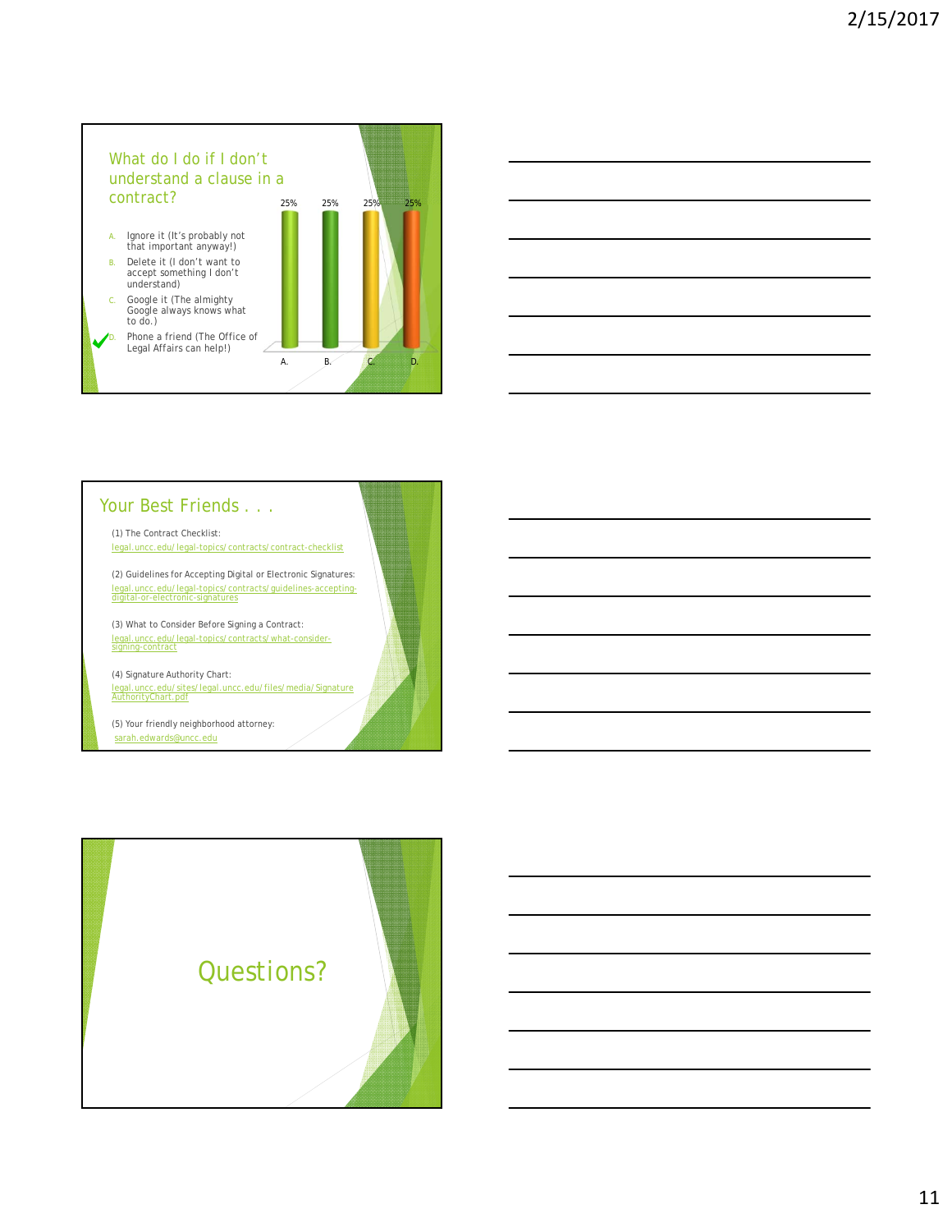## What do I do if I don't understand a clause in a contract?

A. Ignore it (It's probably not that important anyway!)
B. Delete it (I don't want to accept something I don't understand)
C. Google it (The almighty Google always knows what to do.)
D. ✔ Phone a friend (The Office of Legal Affairs can help!)

25% 25% 25% 25%

A. B. C. D.

## Your Best Friends . . .

(1) The Contract Checklist:
legal.uncc.edu/legal-topics/contracts/contract-checklist

(2) Guidelines for Accepting Digital or Electronic Signatures:
legal.uncc.edu/legal-topics/contracts/guidelines-accepting-digital-or-electronic-signatures

(3) What to Consider Before Signing a Contract:
legal.uncc.edu/legal-topics/contracts/what-consider-signing-contract

(4) Signature Authority Chart:
legal.uncc.edu/sites/legal.uncc.edu/files/media/SignatureAuthorityChart.pdf

(5) Your friendly neighborhood attorney:
sarah.edwards@uncc.edu

## Questions?